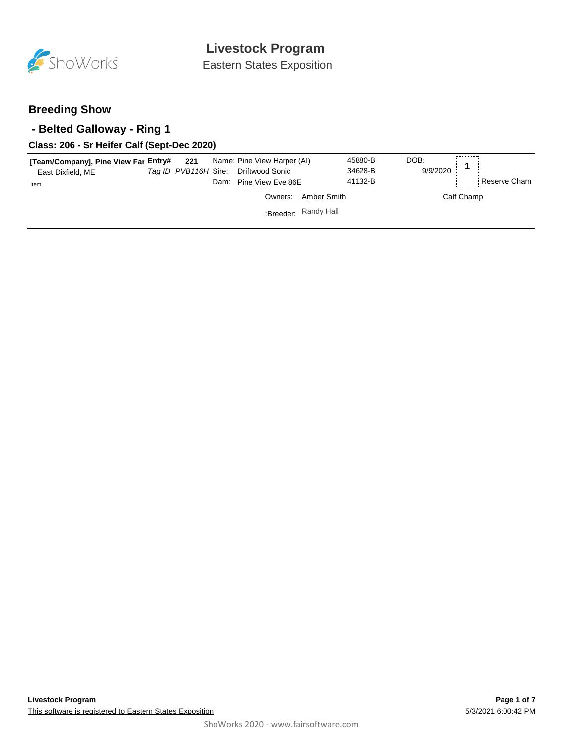# Livestock Program

Eastern States Exposition

## Breeding Show

## - Belted Galloway - Ring 1

### Class: 206 - Sr Heifer Calf (Sept-Dec 2020)

**[Team/Company], Pine View Far** **Entry#** **221**
East Dixfield, ME *Tag ID PVB116H*
Item

Name: Pine View Harper (AI) 45880-B
Sire: Driftwood Sonic 34628-B
Dam: Pine View Eve 86E 41132-B

DOB: 9/9/2020

**1** Reserve Cham Calf Champ

Owners: Amber Smith

:Breeder: Randy Hall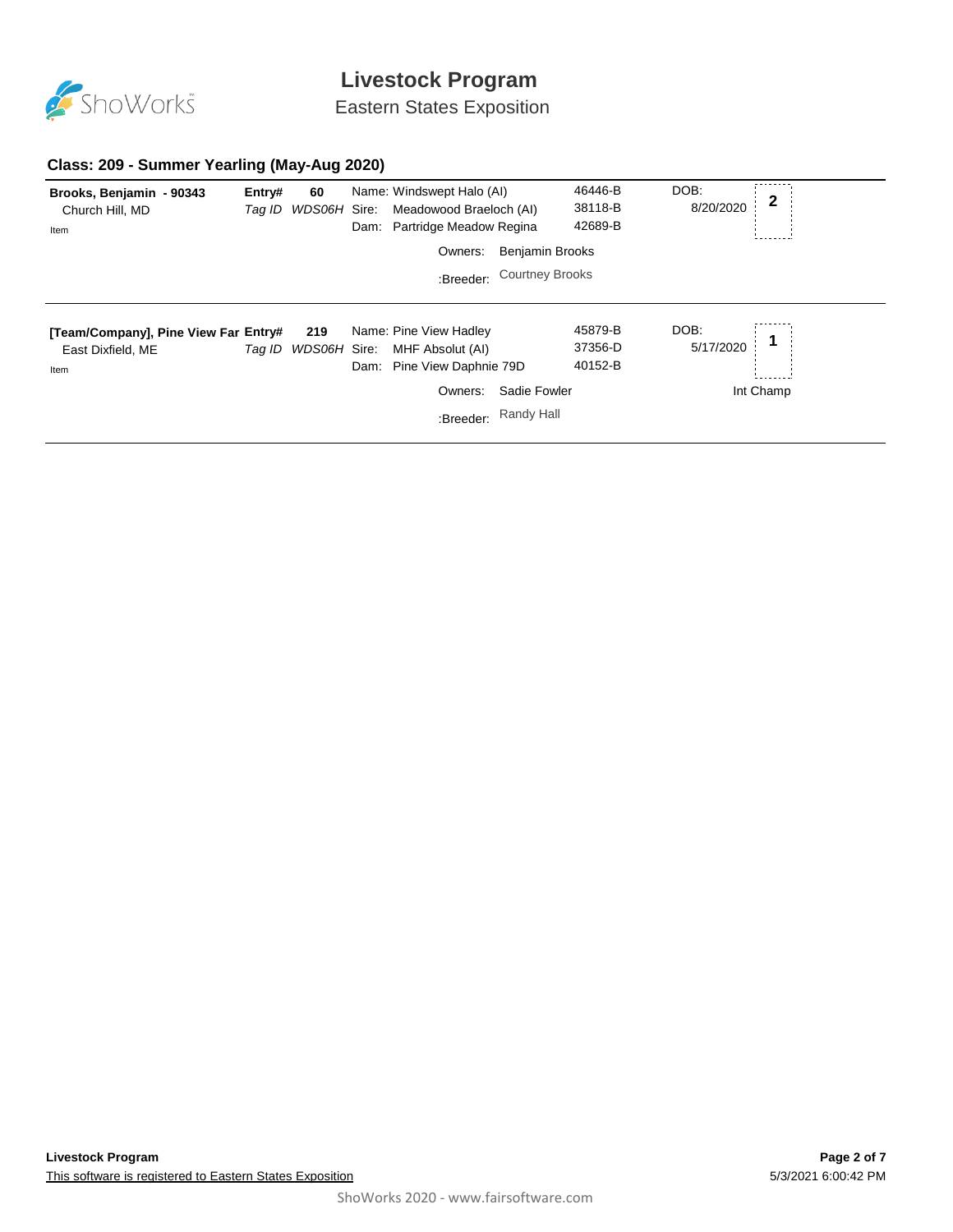# Livestock Program

Eastern States Exposition

## Class: 209 - Summer Yearling (May-Aug 2020)

**Brooks, Benjamin - 90343**
Church Hill, MD
Item

**Entry#** **60**
*Tag ID* *WDS06H*

Name: Windswept Halo (AI) — 46446-B
Sire: Meadowood Braeloch (AI) — 38118-B
Dam: Partridge Meadow Regina — 42689-B

Owners: Benjamin Brooks
:Breeder: Courtney Brooks

DOB: 8/20/2020

Placing: **2**

---

**[Team/Company], Pine View Far**
East Dixfield, ME
Item

**Entry#** **219**
*Tag ID* *WDS06H*

Name: Pine View Hadley — 45879-B
Sire: MHF Absolut (AI) — 37356-D
Dam: Pine View Daphnie 79D — 40152-B

Owners: Sadie Fowler
:Breeder: Randy Hall

DOB: 5/17/2020

Placing: **1**

Int Champ

---

**Livestock Program**

This software is registered to Eastern States Exposition

5/3/2021 6:00:42 PM

ShoWorks 2020 - www.fairsoftware.com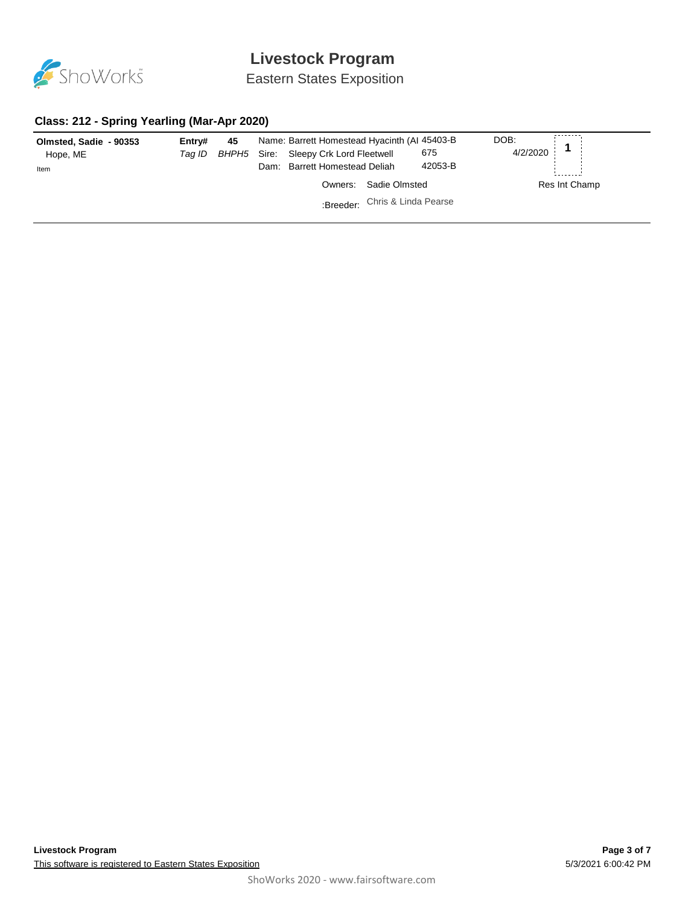# Livestock Program

Eastern States Exposition

## Class: 212 - Spring Yearling (Mar-Apr 2020)

| Exhibitor | | | Animal | | Reg# | DOB | Placing |
|---|---|---|---|---|---|---|---|
| **Olmsted, Sadie - 90353** | **Entry#** | **45** | Name: | Barrett Homestead Hyacinth (AI | 45403-B | DOB: 4/2/2020 | **1** |
| Hope, ME | *Tag ID* | *BHPH5* | Sire: | Sleepy Crk Lord Fleetwell | 675 | | |
| Item | | | Dam: | Barrett Homestead Deliah | 42053-B | | |
| | | | Owners: | Sadie Olmsted | | | Res Int Champ |
| | | | :Breeder: | Chris & Linda Pearse | | | |

**Livestock Program**

This software is registered to Eastern States Exposition

5/3/2021 6:00:42 PM

ShoWorks 2020 - www.fairsoftware.com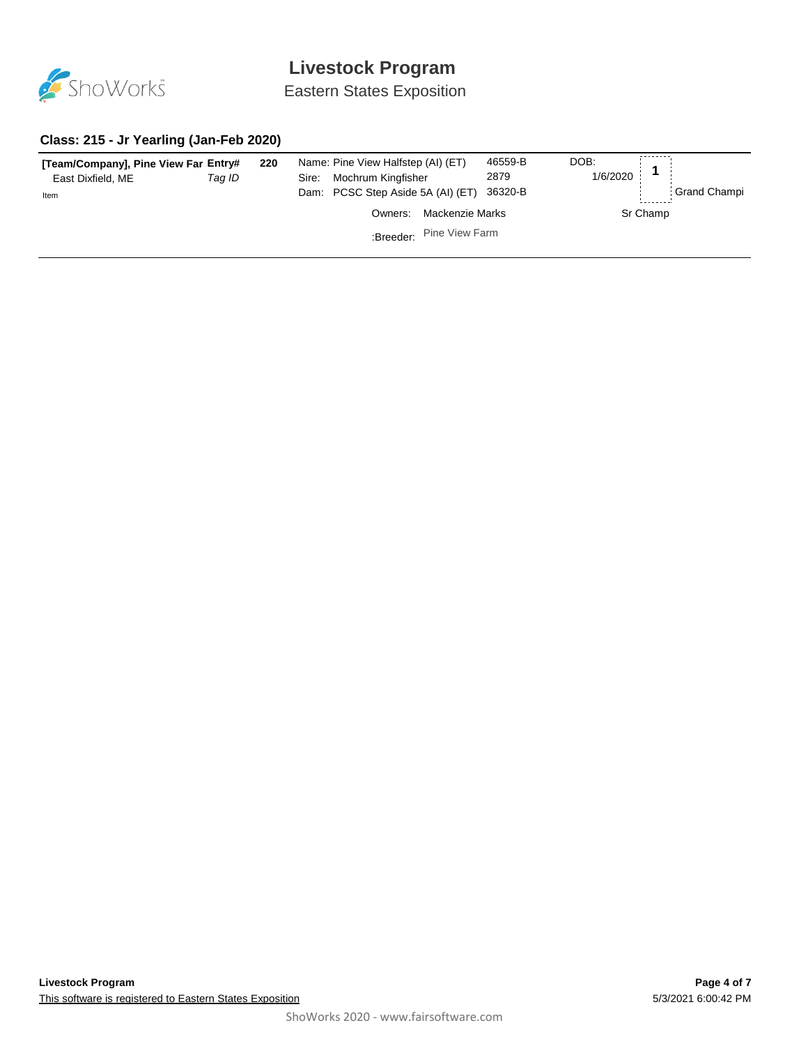# Livestock Program

Eastern States Exposition

## Class: 215 - Jr Yearling (Jan-Feb 2020)

| | | | | | |
|---|---|---|---|---|---|
| **[Team/Company], Pine View Far** East Dixfield, ME Item | **Entry#** *Tag ID* | **220** | Name: Pine View Halfstep (AI) (ET) Sire: Mochrum Kingfisher Dam: PCSC Step Aside 5A (AI) (ET) | 46559-B 2879 36320-B | DOB: 1/6/2020 |
| | | | Owners: Mackenzie Marks | | **1** Grand Champi Sr Champ |
| | | | :Breeder: Pine View Farm | | |

**Livestock Program**

This software is registered to Eastern States Exposition

5/3/2021 6:00:42 PM

ShoWorks 2020 - www.fairsoftware.com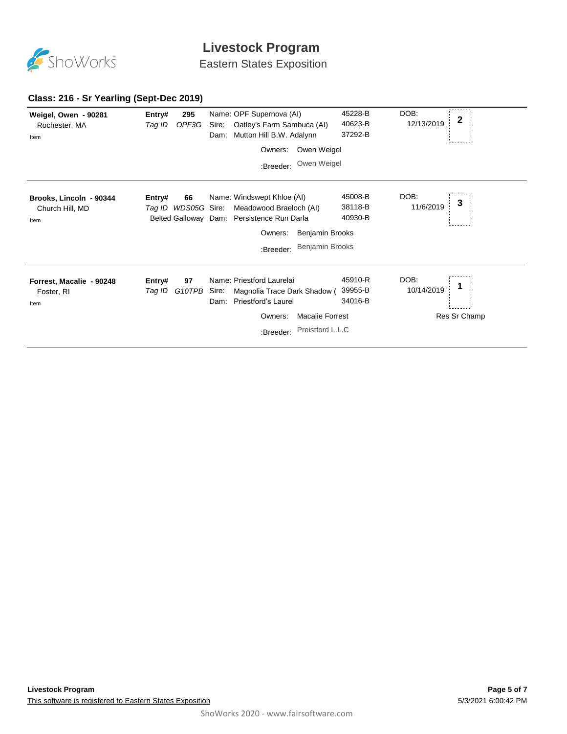# Livestock Program

Eastern States Exposition

### Class: 216 - Sr Yearling (Sept-Dec 2019)

| Exhibitor | Entry | Animal | Reg # | DOB | Place |
|---|---|---|---|---|---|
| **Weigel, Owen - 90281**<br>Rochester, MA<br>Item | **Entry#** 295<br>*Tag ID* *OPF3G* | Name: OPF Supernova (AI)<br>Sire: Oatley's Farm Sambuca (AI)<br>Dam: Mutton Hill B.W. Adalynn<br>Owners: Owen Weigel<br>:Breeder: Owen Weigel | 45228-B<br>40623-B<br>37292-B | DOB: 12/13/2019 | **2** |
| **Brooks, Lincoln - 90344**<br>Church Hill, MD<br>Item | **Entry#** 66<br>*Tag ID* *WDS05G*<br>Belted Galloway | Name: Windswept Khloe (AI)<br>Sire: Meadowood Braeloch (AI)<br>Dam: Persistence Run Darla<br>Owners: Benjamin Brooks<br>:Breeder: Benjamin Brooks | 45008-B<br>38118-B<br>40930-B | DOB: 11/6/2019 | **3** |
| **Forrest, Macalie - 90248**<br>Foster, RI<br>Item | **Entry#** 97<br>*Tag ID* *G10TPB* | Name: Priestford Laurelai<br>Sire: Magnolia Trace Dark Shadow (<br>Dam: Priestford's Laurel<br>Owners: Macalie Forrest<br>:Breeder: Preistford L.L.C | 45910-R<br>39955-B<br>34016-B | DOB: 10/14/2019 | **1**<br>Res Sr Champ |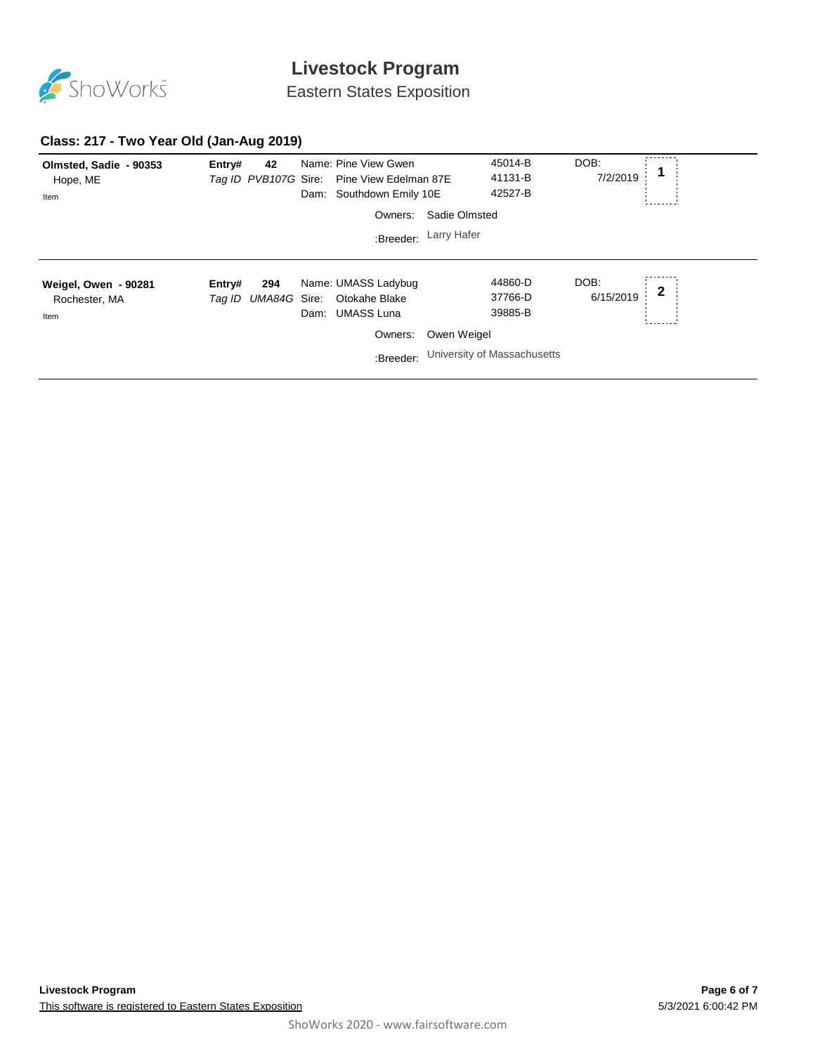# Livestock Program

Eastern States Exposition

## Class: 217 - Two Year Old (Jan-Aug 2019)

**Olmsted, Sadie - 90353**
Hope, ME
Item

**Entry#** **42**
*Tag ID* *PVB107G*

Name: Pine View Gwen — 45014-B
Sire: Pine View Edelman 87E — 41131-B
Dam: Southdown Emily 10E — 42527-B

DOB: 7/2/2019

Placing: **1**

Owners: Sadie Olmsted

:Breeder: Larry Hafer

---

**Weigel, Owen - 90281**
Rochester, MA
Item

**Entry#** **294**
*Tag ID* *UMA84G*

Name: UMASS Ladybug — 44860-D
Sire: Otokahe Blake — 37766-D
Dam: UMASS Luna — 39885-B

DOB: 6/15/2019

Placing: **2**

Owners: Owen Weigel

:Breeder: University of Massachusetts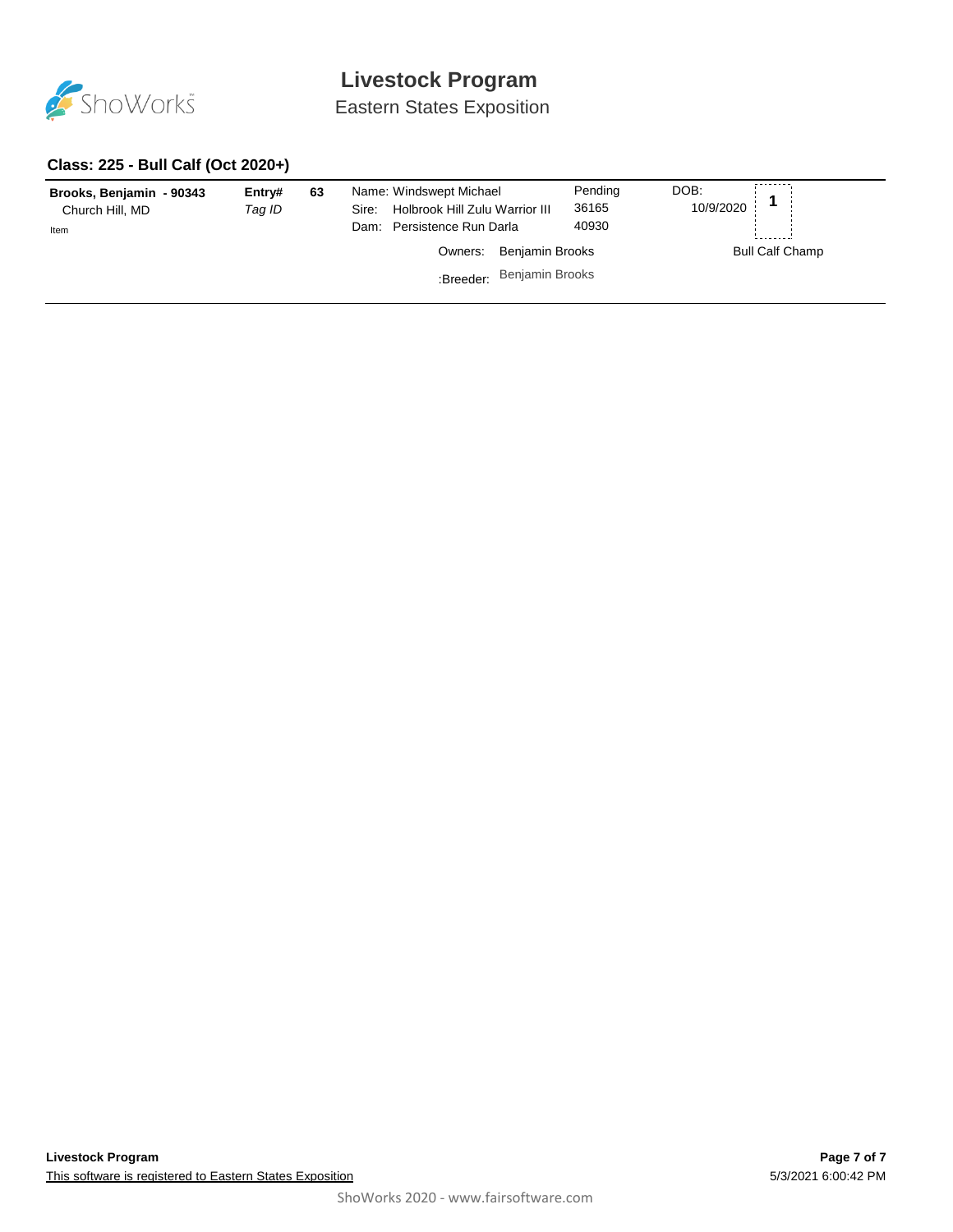# Livestock Program

Eastern States Exposition

### Class: 225 - Bull Calf (Oct 2020+)

| | | | | | | |
|---|---|---|---|---|---|---|
| **Brooks, Benjamin - 90343**<br>Church Hill, MD<br>Item | **Entry#**<br>*Tag ID* | **63** | Name: Windswept Michael<br>Sire: Holbrook Hill Zulu Warrior III<br>Dam: Persistence Run Darla<br>Owners: Benjamin Brooks<br>:Breeder: Benjamin Brooks | Pending<br>36165<br>40930 | DOB:<br>10/9/2020 | **1**<br>Bull Calf Champ |

5/3/2021 6:00:42 PM

This software is registered to Eastern States Exposition

ShoWorks 2020 - www.fairsoftware.com